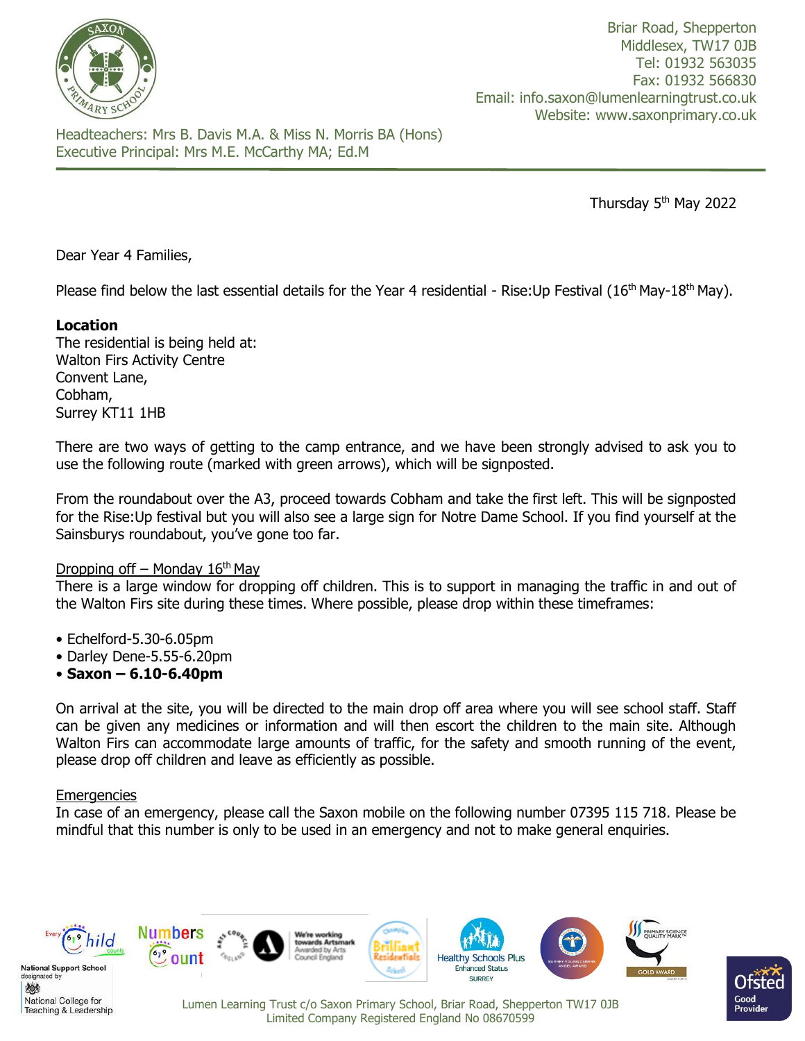Briar Road, Shepperton
Middlesex, TW17 0JB
Tel: 01932 563035
Fax: 01932 566830
Email: info.saxon@lumenlearningtrust.co.uk
Website: www.saxonprimary.co.uk

Headteachers: Mrs B. Davis M.A. & Miss N. Morris BA (Hons)
Executive Principal: Mrs M.E. McCarthy MA; Ed.M

Thursday 5th May 2022

Dear Year 4 Families,

Please find below the last essential details for the Year 4 residential - Rise:Up Festival (16th May-18th May).

**Location**
The residential is being held at:
Walton Firs Activity Centre
Convent Lane,
Cobham,
Surrey KT11 1HB

There are two ways of getting to the camp entrance, and we have been strongly advised to ask you to use the following route (marked with green arrows), which will be signposted.

From the roundabout over the A3, proceed towards Cobham and take the first left. This will be signposted for the Rise:Up festival but you will also see a large sign for Notre Dame School. If you find yourself at the Sainsburys roundabout, you've gone too far.

Dropping off – Monday 16th May
There is a large window for dropping off children. This is to support in managing the traffic in and out of the Walton Firs site during these times. Where possible, please drop within these timeframes:

- Echelford-5.30-6.05pm
- Darley Dene-5.55-6.20pm
- **Saxon – 6.10-6.40pm**

On arrival at the site, you will be directed to the main drop off area where you will see school staff. Staff can be given any medicines or information and will then escort the children to the main site. Although Walton Firs can accommodate large amounts of traffic, for the safety and smooth running of the event, please drop off children and leave as efficiently as possible.

Emergencies
In case of an emergency, please call the Saxon mobile on the following number 07395 115 718. Please be mindful that this number is only to be used in an emergency and not to make general enquiries.

Lumen Learning Trust c/o Saxon Primary School, Briar Road, Shepperton TW17 0JB
Limited Company Registered England No 08670599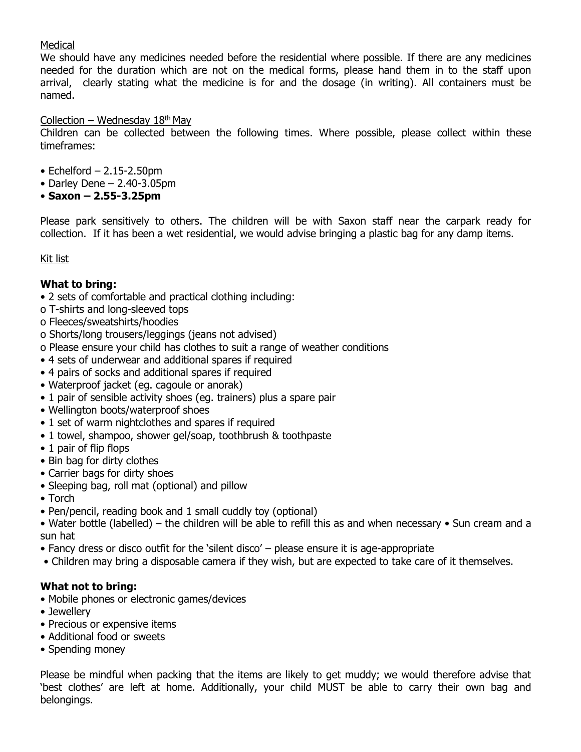Medical

We should have any medicines needed before the residential where possible. If there are any medicines needed for the duration which are not on the medical forms, please hand them in to the staff upon arrival, clearly stating what the medicine is for and the dosage (in writing). All containers must be named.

Collection – Wednesday 18th May

Children can be collected between the following times. Where possible, please collect within these timeframes:

- Echelford – 2.15-2.50pm
- Darley Dene – 2.40-3.05pm
- **Saxon – 2.55-3.25pm**

Please park sensitively to others. The children will be with Saxon staff near the carpark ready for collection. If it has been a wet residential, we would advise bringing a plastic bag for any damp items.

Kit list

**What to bring:**

- 2 sets of comfortable and practical clothing including:
  - T-shirts and long-sleeved tops
  - Fleeces/sweatshirts/hoodies
  - Shorts/long trousers/leggings (jeans not advised)
  - Please ensure your child has clothes to suit a range of weather conditions
- 4 sets of underwear and additional spares if required
- 4 pairs of socks and additional spares if required
- Waterproof jacket (eg. cagoule or anorak)
- 1 pair of sensible activity shoes (eg. trainers) plus a spare pair
- Wellington boots/waterproof shoes
- 1 set of warm nightclothes and spares if required
- 1 towel, shampoo, shower gel/soap, toothbrush & toothpaste
- 1 pair of flip flops
- Bin bag for dirty clothes
- Carrier bags for dirty shoes
- Sleeping bag, roll mat (optional) and pillow
- Torch
- Pen/pencil, reading book and 1 small cuddly toy (optional)
- Water bottle (labelled) – the children will be able to refill this as and when necessary
- Sun cream and a sun hat
- Fancy dress or disco outfit for the 'silent disco' – please ensure it is age-appropriate
- Children may bring a disposable camera if they wish, but are expected to take care of it themselves.

**What not to bring:**

- Mobile phones or electronic games/devices
- Jewellery
- Precious or expensive items
- Additional food or sweets
- Spending money

Please be mindful when packing that the items are likely to get muddy; we would therefore advise that 'best clothes' are left at home. Additionally, your child MUST be able to carry their own bag and belongings.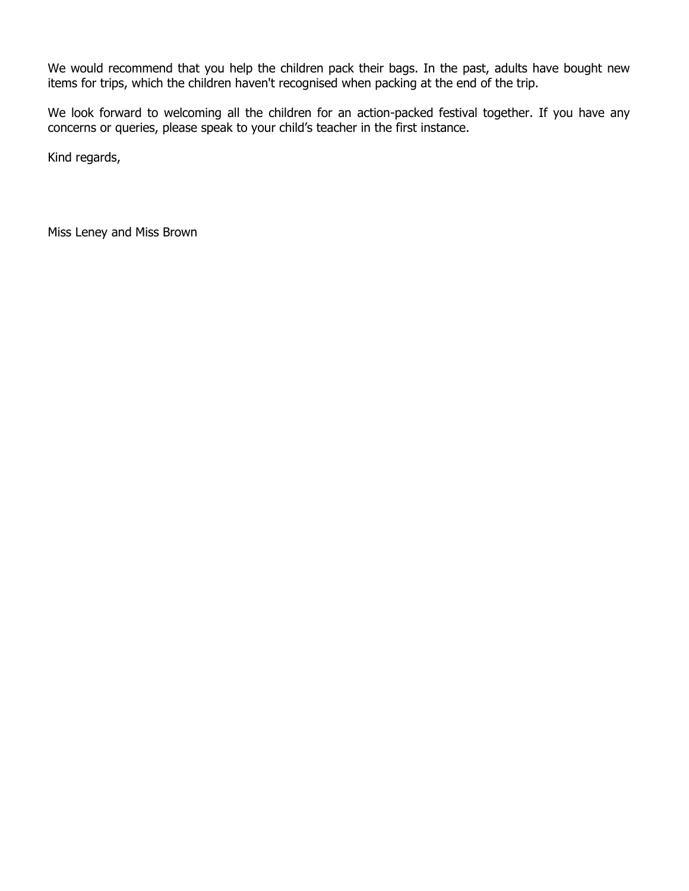We would recommend that you help the children pack their bags. In the past, adults have bought new items for trips, which the children haven't recognised when packing at the end of the trip.

We look forward to welcoming all the children for an action-packed festival together. If you have any concerns or queries, please speak to your child's teacher in the first instance.

Kind regards,

Miss Leney and Miss Brown